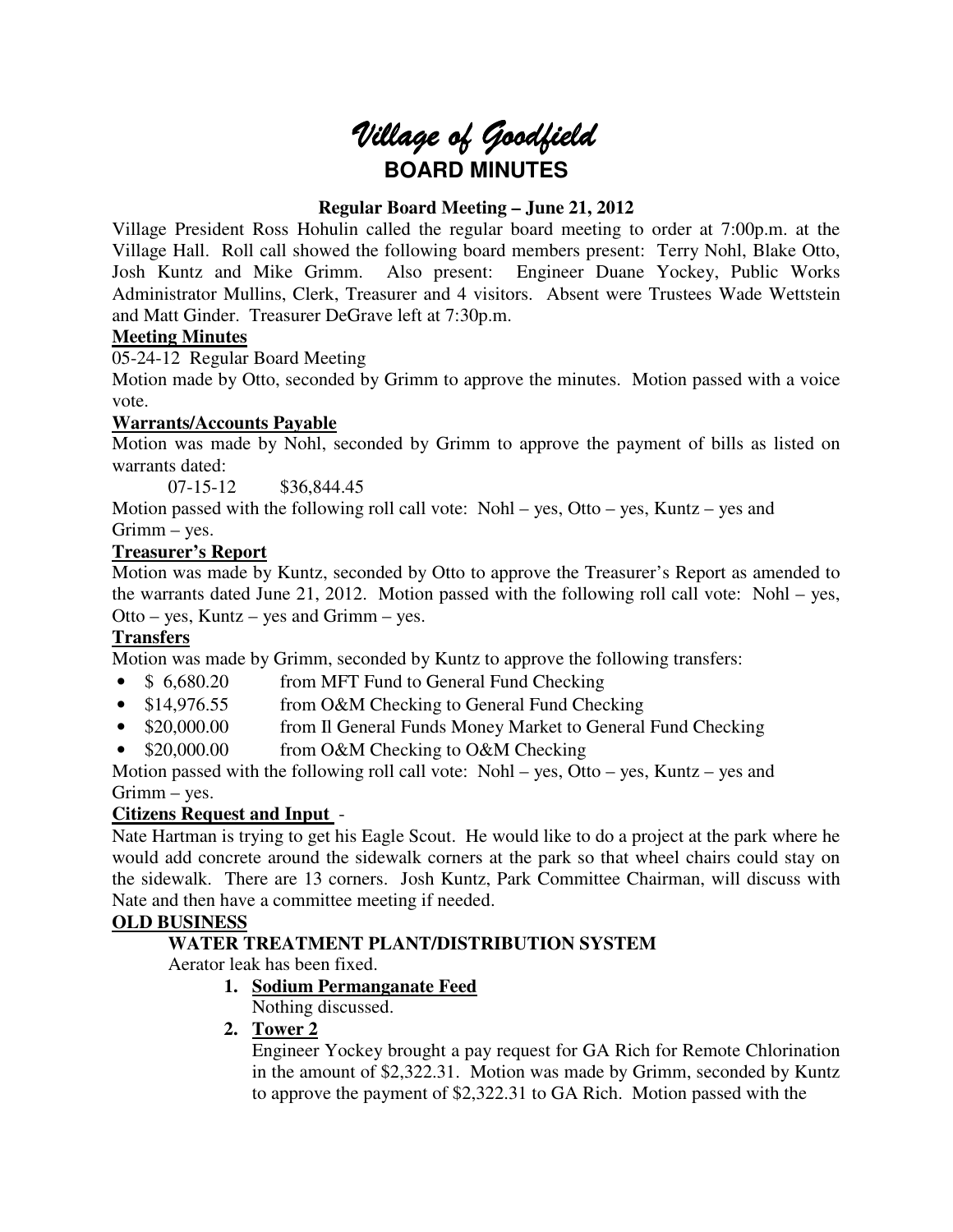# *Village of Goodfield*

## BOARD MINUTES

### Regular Board Meeting – June 21, 2012

Village President Ross Hohulin called the regular board meeting to order at 7:00p.m. at the Village Hall. Roll call showed the following board members present: Terry Nohl, Blake Otto, Josh Kuntz and Mike Grimm. Also present: Engineer Duane Yockey, Public Works Administrator Mullins, Clerk, Treasurer and 4 visitors. Absent were Trustees Wade Wettstein and Matt Ginder. Treasurer DeGrave left at 7:30p.m.

**Meeting Minutes**

05-24-12 Regular Board Meeting

Motion made by Otto, seconded by Grimm to approve the minutes. Motion passed with a voice vote.

**Warrants/Accounts Payable**

Motion was made by Nohl, seconded by Grimm to approve the payment of bills as listed on warrants dated:

07-15-12 $36,844.45

Motion passed with the following roll call vote: Nohl – yes, Otto – yes, Kuntz – yes and Grimm – yes.

**Treasurer's Report**

Motion was made by Kuntz, seconded by Otto to approve the Treasurer's Report as amended to the warrants dated June 21, 2012. Motion passed with the following roll call vote: Nohl – yes, Otto – yes, Kuntz – yes and Grimm – yes.

**Transfers**

Motion was made by Grimm, seconded by Kuntz to approve the following transfers:

- $ 6,680.20 from MFT Fund to General Fund Checking
- $14,976.55 from O&M Checking to General Fund Checking
- $20,000.00 from Il General Funds Money Market to General Fund Checking
- $20,000.00 from O&M Checking to O&M Checking

Motion passed with the following roll call vote: Nohl – yes, Otto – yes, Kuntz – yes and Grimm – yes.

**Citizens Request and Input** -

Nate Hartman is trying to get his Eagle Scout. He would like to do a project at the park where he would add concrete around the sidewalk corners at the park so that wheel chairs could stay on the sidewalk. There are 13 corners. Josh Kuntz, Park Committee Chairman, will discuss with Nate and then have a committee meeting if needed.

**OLD BUSINESS**

**WATER TREATMENT PLANT/DISTRIBUTION SYSTEM**

Aerator leak has been fixed.

1. **Sodium Permanganate Feed**
   Nothing discussed.
2. **Tower 2**
   Engineer Yockey brought a pay request for GA Rich for Remote Chlorination in the amount of $2,322.31. Motion was made by Grimm, seconded by Kuntz to approve the payment of $2,322.31 to GA Rich. Motion passed with the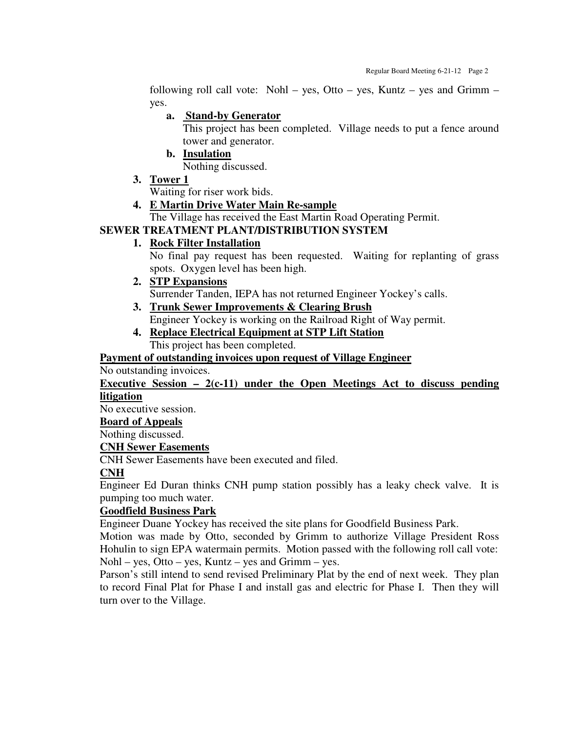following roll call vote: Nohl – yes, Otto – yes, Kuntz – yes and Grimm – yes.

a. **Stand-by Generator**
   This project has been completed. Village needs to put a fence around tower and generator.

b. **Insulation**
   Nothing discussed.

3. **Tower 1**
   Waiting for riser work bids.

4. **E Martin Drive Water Main Re-sample**
   The Village has received the East Martin Road Operating Permit.

**SEWER TREATMENT PLANT/DISTRIBUTION SYSTEM**

1. **Rock Filter Installation**
   No final pay request has been requested. Waiting for replanting of grass spots. Oxygen level has been high.

2. **STP Expansions**
   Surrender Tanden, IEPA has not returned Engineer Yockey's calls.

3. **Trunk Sewer Improvements & Clearing Brush**
   Engineer Yockey is working on the Railroad Right of Way permit.

4. **Replace Electrical Equipment at STP Lift Station**
   This project has been completed.

**Payment of outstanding invoices upon request of Village Engineer**

No outstanding invoices.

**Executive Session – 2(c-11) under the Open Meetings Act to discuss pending litigation**

No executive session.

**Board of Appeals**

Nothing discussed.

**CNH Sewer Easements**

CNH Sewer Easements have been executed and filed.

**CNH**

Engineer Ed Duran thinks CNH pump station possibly has a leaky check valve. It is pumping too much water.

**Goodfield Business Park**

Engineer Duane Yockey has received the site plans for Goodfield Business Park.

Motion was made by Otto, seconded by Grimm to authorize Village President Ross Hohulin to sign EPA watermain permits. Motion passed with the following roll call vote: Nohl – yes, Otto – yes, Kuntz – yes and Grimm – yes.

Parson's still intend to send revised Preliminary Plat by the end of next week. They plan to record Final Plat for Phase I and install gas and electric for Phase I. Then they will turn over to the Village.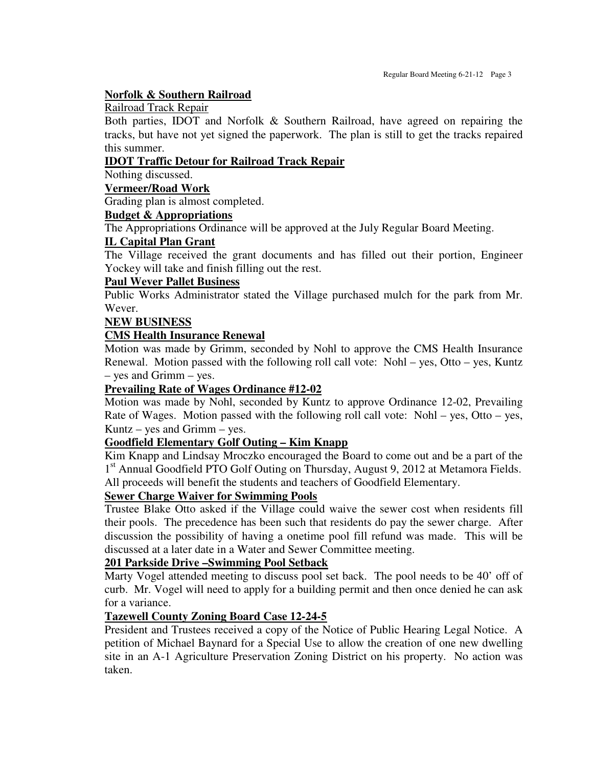**Norfolk & Southern Railroad**

Railroad Track Repair

Both parties, IDOT and Norfolk & Southern Railroad, have agreed on repairing the tracks, but have not yet signed the paperwork. The plan is still to get the tracks repaired this summer.

**IDOT Traffic Detour for Railroad Track Repair**

Nothing discussed.

**Vermeer/Road Work**

Grading plan is almost completed.

**Budget & Appropriations**

The Appropriations Ordinance will be approved at the July Regular Board Meeting.

**IL Capital Plan Grant**

The Village received the grant documents and has filled out their portion, Engineer Yockey will take and finish filling out the rest.

**Paul Wever Pallet Business**

Public Works Administrator stated the Village purchased mulch for the park from Mr. Wever.

**NEW BUSINESS**

**CMS Health Insurance Renewal**

Motion was made by Grimm, seconded by Nohl to approve the CMS Health Insurance Renewal. Motion passed with the following roll call vote: Nohl – yes, Otto – yes, Kuntz – yes and Grimm – yes.

**Prevailing Rate of Wages Ordinance #12-02**

Motion was made by Nohl, seconded by Kuntz to approve Ordinance 12-02, Prevailing Rate of Wages. Motion passed with the following roll call vote: Nohl – yes, Otto – yes, Kuntz – yes and Grimm – yes.

**Goodfield Elementary Golf Outing – Kim Knapp**

Kim Knapp and Lindsay Mroczko encouraged the Board to come out and be a part of the 1st Annual Goodfield PTO Golf Outing on Thursday, August 9, 2012 at Metamora Fields. All proceeds will benefit the students and teachers of Goodfield Elementary.

**Sewer Charge Waiver for Swimming Pools**

Trustee Blake Otto asked if the Village could waive the sewer cost when residents fill their pools. The precedence has been such that residents do pay the sewer charge. After discussion the possibility of having a onetime pool fill refund was made. This will be discussed at a later date in a Water and Sewer Committee meeting.

**201 Parkside Drive –Swimming Pool Setback**

Marty Vogel attended meeting to discuss pool set back. The pool needs to be 40' off of curb. Mr. Vogel will need to apply for a building permit and then once denied he can ask for a variance.

**Tazewell County Zoning Board Case 12-24-5**

President and Trustees received a copy of the Notice of Public Hearing Legal Notice. A petition of Michael Baynard for a Special Use to allow the creation of one new dwelling site in an A-1 Agriculture Preservation Zoning District on his property. No action was taken.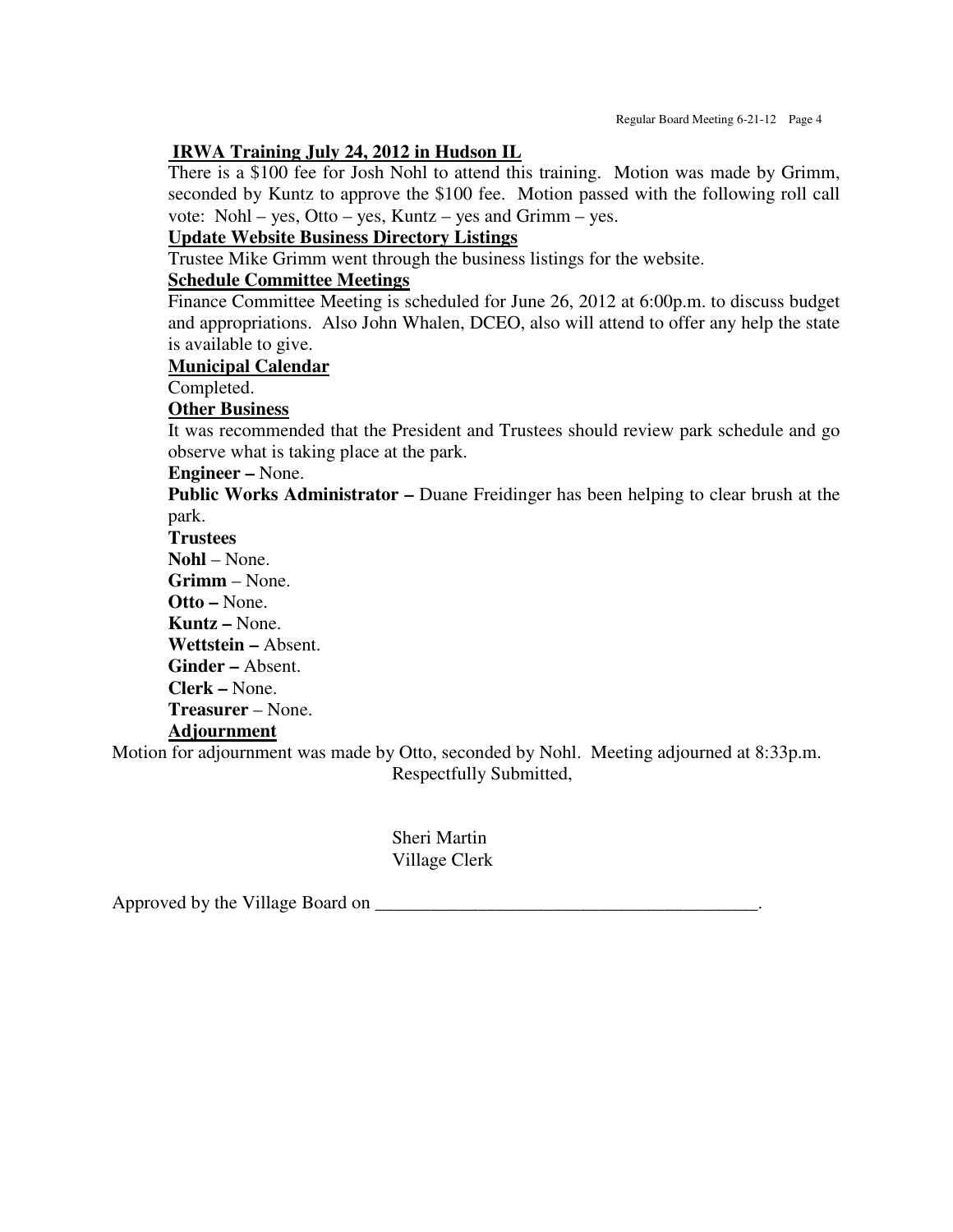**IRWA Training July 24, 2012 in Hudson IL**

There is a $100 fee for Josh Nohl to attend this training. Motion was made by Grimm, seconded by Kuntz to approve the $100 fee. Motion passed with the following roll call vote: Nohl – yes, Otto – yes, Kuntz – yes and Grimm – yes.

**Update Website Business Directory Listings**

Trustee Mike Grimm went through the business listings for the website.

**Schedule Committee Meetings**

Finance Committee Meeting is scheduled for June 26, 2012 at 6:00p.m. to discuss budget and appropriations. Also John Whalen, DCEO, also will attend to offer any help the state is available to give.

**Municipal Calendar**

Completed.

**Other Business**

It was recommended that the President and Trustees should review park schedule and go observe what is taking place at the park.

**Engineer –** None.

**Public Works Administrator –** Duane Freidinger has been helping to clear brush at the park.

**Trustees**

**Nohl** – None.

**Grimm** – None.

**Otto –** None.

**Kuntz –** None.

**Wettstein –** Absent.

**Ginder –** Absent.

**Clerk –** None.

**Treasurer** – None.

**Adjournment**

Motion for adjournment was made by Otto, seconded by Nohl. Meeting adjourned at 8:33p.m.

Respectfully Submitted,

Sheri Martin
Village Clerk

Approved by the Village Board on ________________________________________.